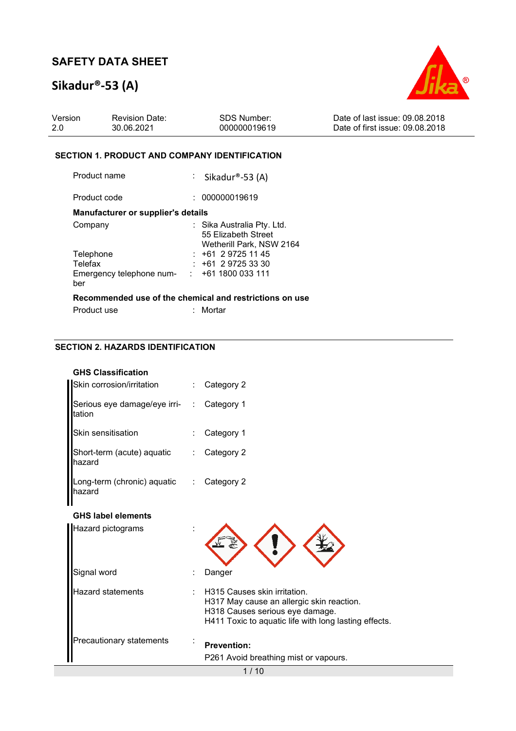# SAFETY DATA SHEET

## Sikadur®-53 (A)

| Version | Revision Date: | SDS Number: | Date of last issue: 09.08.2018 |
|---|---|---|---|
| 2.0 | 30.06.2021 | 000000019619 | Date of first issue: 09.08.2018 |

### SECTION 1. PRODUCT AND COMPANY IDENTIFICATION

Product name : Sikadur®-53 (A)

Product code : 000000019619

**Manufacturer or supplier's details**

Company : Sika Australia Pty. Ltd.
55 Elizabeth Street
Wetherill Park, NSW 2164

Telephone : +61 2 9725 11 45

Telefax : +61 2 9725 33 30

Emergency telephone number : +61 1800 033 111

**Recommended use of the chemical and restrictions on use**

Product use : Mortar

### SECTION 2. HAZARDS IDENTIFICATION

**GHS Classification**

| | |
|---|---|
| Skin corrosion/irritation | Category 2 |
| Serious eye damage/eye irritation | Category 1 |
| Skin sensitisation | Category 1 |
| Short-term (acute) aquatic hazard | Category 2 |
| Long-term (chronic) aquatic hazard | Category 2 |

**GHS label elements**

Hazard pictograms :

Signal word : Danger

Hazard statements : H315 Causes skin irritation.
H317 May cause an allergic skin reaction.
H318 Causes serious eye damage.
H411 Toxic to aquatic life with long lasting effects.

Precautionary statements :

**Prevention:**

P261 Avoid breathing mist or vapours.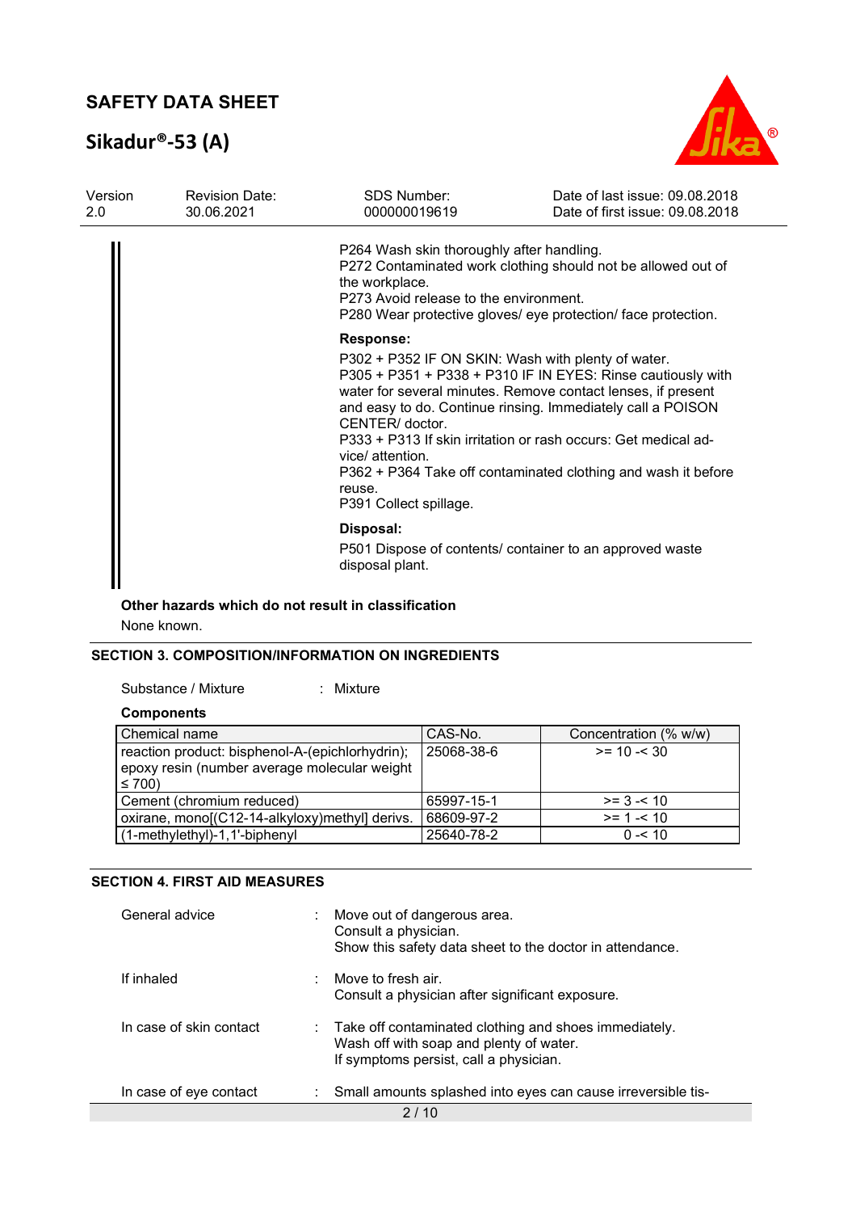P264 Wash skin thoroughly after handling.
P272 Contaminated work clothing should not be allowed out of the workplace.
P273 Avoid release to the environment.
P280 Wear protective gloves/ eye protection/ face protection.

**Response:**

P302 + P352 IF ON SKIN: Wash with plenty of water.
P305 + P351 + P338 + P310 IF IN EYES: Rinse cautiously with water for several minutes. Remove contact lenses, if present and easy to do. Continue rinsing. Immediately call a POISON CENTER/ doctor.
P333 + P313 If skin irritation or rash occurs: Get medical advice/ attention.
P362 + P364 Take off contaminated clothing and wash it before reuse.
P391 Collect spillage.

**Disposal:**

P501 Dispose of contents/ container to an approved waste disposal plant.

**Other hazards which do not result in classification**

None known.

## SECTION 3. COMPOSITION/INFORMATION ON INGREDIENTS

Substance / Mixture : Mixture

**Components**

| Chemical name | CAS-No. | Concentration (% w/w) |
|---|---|---|
| reaction product: bisphenol-A-(epichlorhydrin); epoxy resin (number average molecular weight ≤ 700) | 25068-38-6 | >= 10 -< 30 |
| Cement (chromium reduced) | 65997-15-1 | >= 3 -< 10 |
| oxirane, mono[(C12-14-alkyloxy)methyl] derivs. | 68609-97-2 | >= 1 -< 10 |
| (1-methylethyl)-1,1'-biphenyl | 25640-78-2 | 0 -< 10 |

## SECTION 4. FIRST AID MEASURES

General advice : Move out of dangerous area.
Consult a physician.
Show this safety data sheet to the doctor in attendance.

If inhaled : Move to fresh air.
Consult a physician after significant exposure.

In case of skin contact : Take off contaminated clothing and shoes immediately.
Wash off with soap and plenty of water.
If symptoms persist, call a physician.

In case of eye contact : Small amounts splashed into eyes can cause irreversible tis-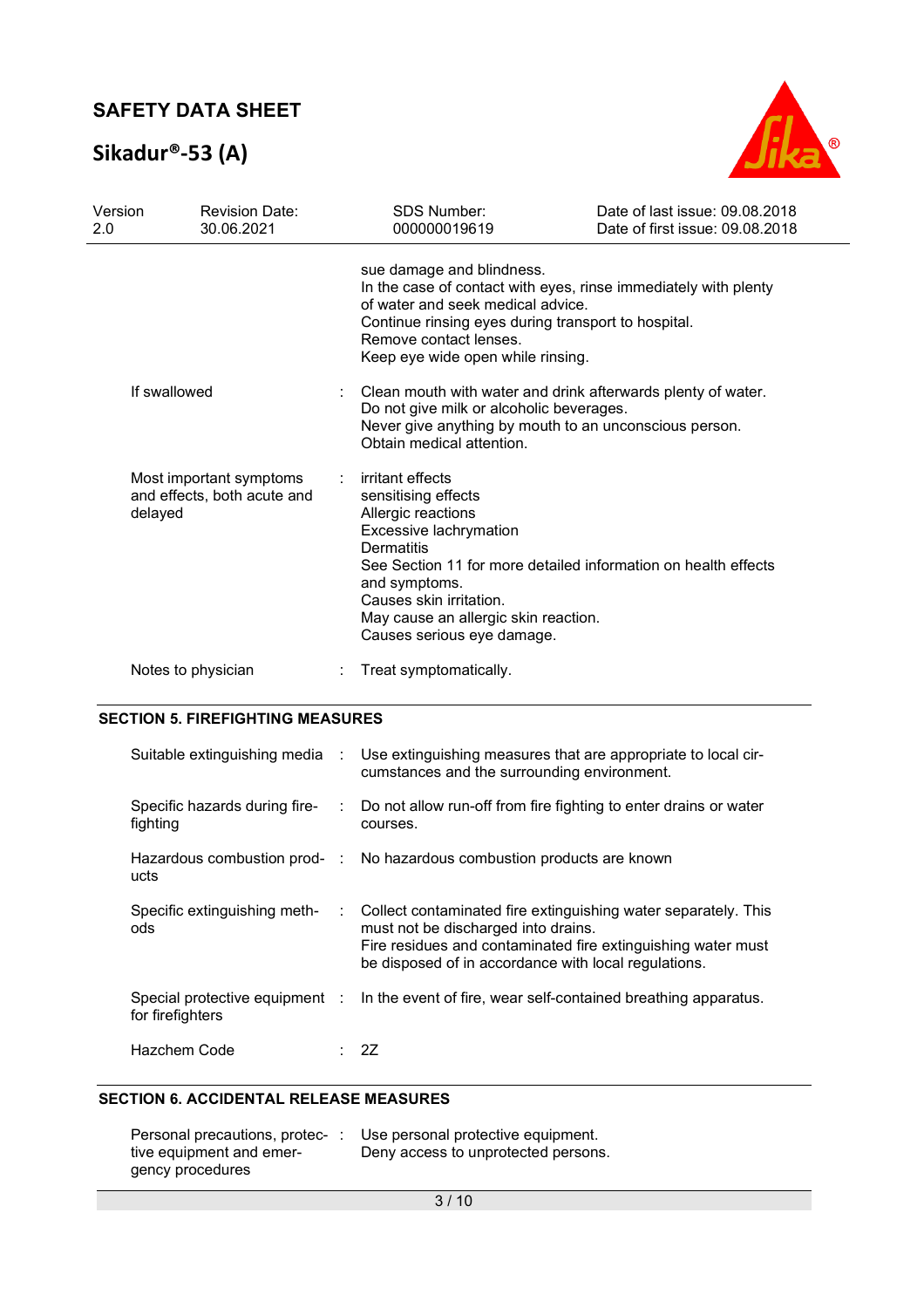sue damage and blindness.
In the case of contact with eyes, rinse immediately with plenty of water and seek medical advice.
Continue rinsing eyes during transport to hospital.
Remove contact lenses.
Keep eye wide open while rinsing.

| | | |
|---|---|---|
| If swallowed | : | Clean mouth with water and drink afterwards plenty of water.<br>Do not give milk or alcoholic beverages.<br>Never give anything by mouth to an unconscious person.<br>Obtain medical attention. |
| Most important symptoms and effects, both acute and delayed | : | irritant effects<br>sensitising effects<br>Allergic reactions<br>Excessive lachrymation<br>Dermatitis<br>See Section 11 for more detailed information on health effects and symptoms.<br>Causes skin irritation.<br>May cause an allergic skin reaction.<br>Causes serious eye damage. |
| Notes to physician | : | Treat symptomatically. |

## SECTION 5. FIREFIGHTING MEASURES

| | | |
|---|---|---|
| Suitable extinguishing media | : | Use extinguishing measures that are appropriate to local circumstances and the surrounding environment. |
| Specific hazards during firefighting | : | Do not allow run-off from fire fighting to enter drains or water courses. |
| Hazardous combustion products | : | No hazardous combustion products are known |
| Specific extinguishing methods | : | Collect contaminated fire extinguishing water separately. This must not be discharged into drains.<br>Fire residues and contaminated fire extinguishing water must be disposed of in accordance with local regulations. |
| Special protective equipment for firefighters | : | In the event of fire, wear self-contained breathing apparatus. |
| Hazchem Code | : | 2Z |

## SECTION 6. ACCIDENTAL RELEASE MEASURES

| | | |
|---|---|---|
| Personal precautions, protective equipment and emergency procedures | : | Use personal protective equipment.<br>Deny access to unprotected persons. |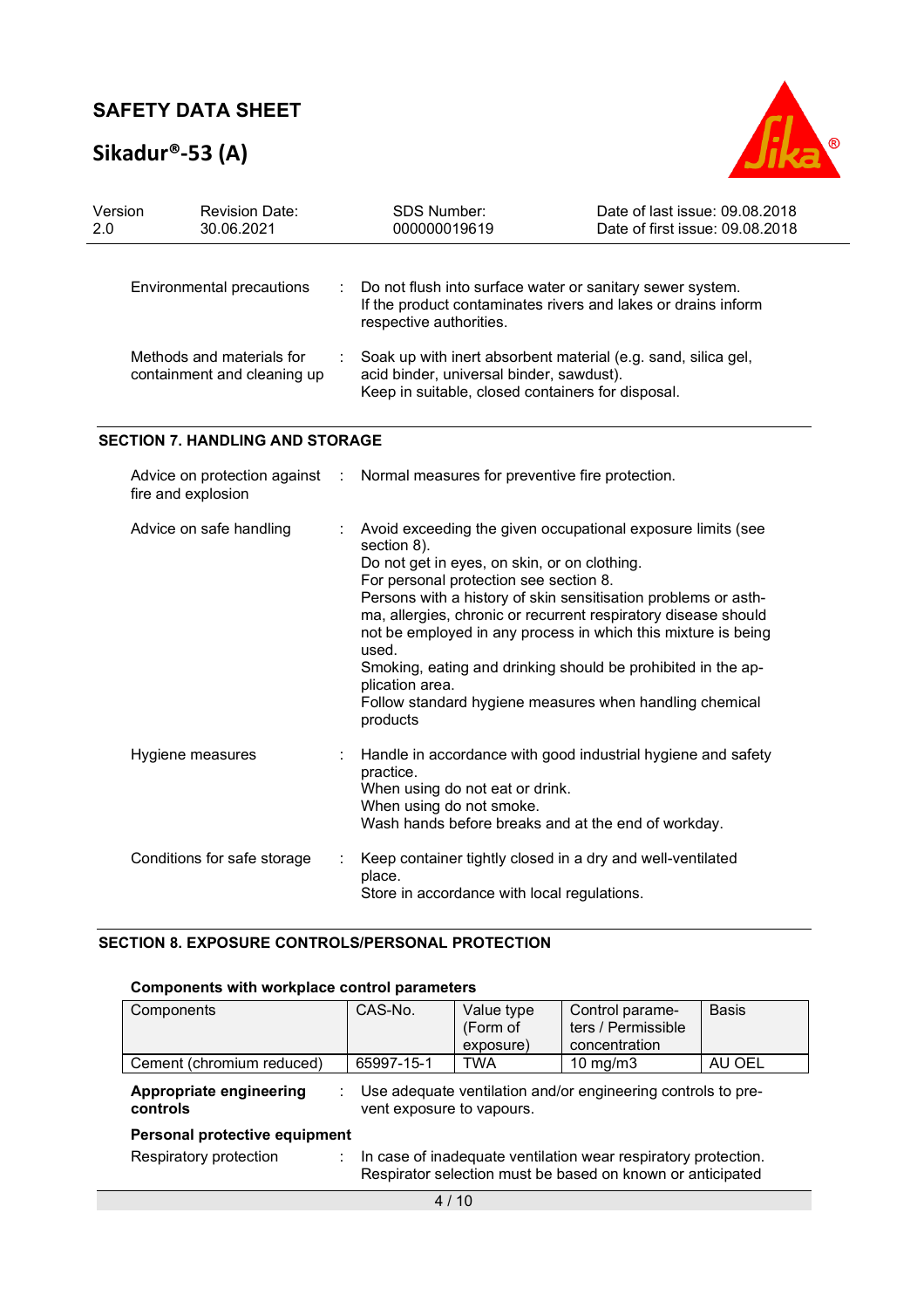| | |
|---|---|
| Environmental precautions | Do not flush into surface water or sanitary sewer system. If the product contaminates rivers and lakes or drains inform respective authorities. |
| Methods and materials for containment and cleaning up | Soak up with inert absorbent material (e.g. sand, silica gel, acid binder, universal binder, sawdust). Keep in suitable, closed containers for disposal. |

## SECTION 7. HANDLING AND STORAGE

| | |
|---|---|
| Advice on protection against fire and explosion | Normal measures for preventive fire protection. |
| Advice on safe handling | Avoid exceeding the given occupational exposure limits (see section 8). Do not get in eyes, on skin, or on clothing. For personal protection see section 8. Persons with a history of skin sensitisation problems or asthma, allergies, chronic or recurrent respiratory disease should not be employed in any process in which this mixture is being used. Smoking, eating and drinking should be prohibited in the application area. Follow standard hygiene measures when handling chemical products |
| Hygiene measures | Handle in accordance with good industrial hygiene and safety practice. When using do not eat or drink. When using do not smoke. Wash hands before breaks and at the end of workday. |
| Conditions for safe storage | Keep container tightly closed in a dry and well-ventilated place. Store in accordance with local regulations. |

## SECTION 8. EXPOSURE CONTROLS/PERSONAL PROTECTION

**Components with workplace control parameters**

| Components | CAS-No. | Value type (Form of exposure) | Control parameters / Permissible concentration | Basis |
|---|---|---|---|---|
| Cement (chromium reduced) | 65997-15-1 | TWA | 10 mg/m3 | AU OEL |

**Appropriate engineering controls** : Use adequate ventilation and/or engineering controls to prevent exposure to vapours.

**Personal protective equipment**

Respiratory protection : In case of inadequate ventilation wear respiratory protection. Respirator selection must be based on known or anticipated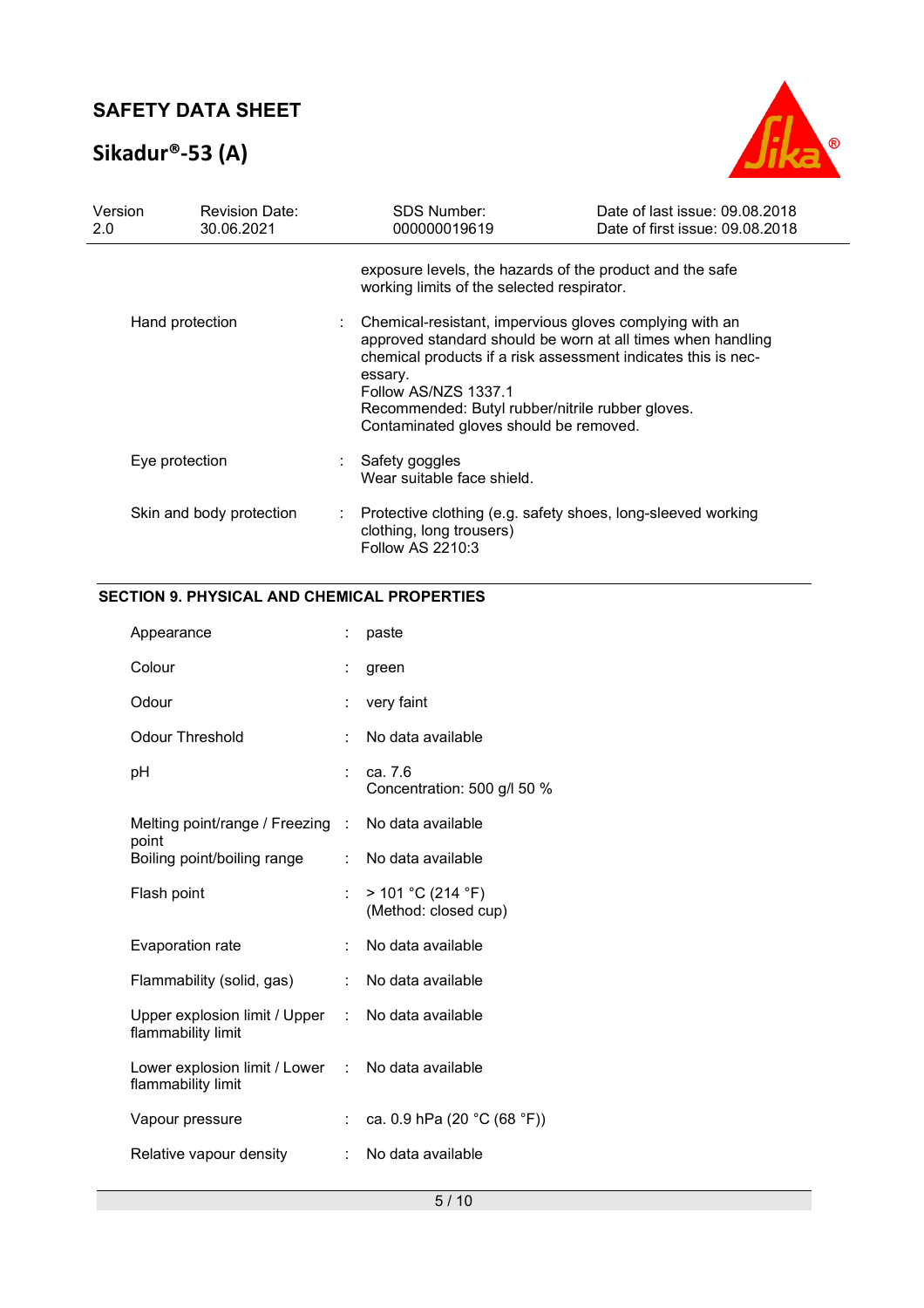exposure levels, the hazards of the product and the safe working limits of the selected respirator.

| | | |
|---|---|---|
| Hand protection | : | Chemical-resistant, impervious gloves complying with an approved standard should be worn at all times when handling chemical products if a risk assessment indicates this is necessary.<br>Follow AS/NZS 1337.1<br>Recommended: Butyl rubber/nitrile rubber gloves.<br>Contaminated gloves should be removed. |
| Eye protection | : | Safety goggles<br>Wear suitable face shield. |
| Skin and body protection | : | Protective clothing (e.g. safety shoes, long-sleeved working clothing, long trousers)<br>Follow AS 2210:3 |

## SECTION 9. PHYSICAL AND CHEMICAL PROPERTIES

| | | |
|---|---|---|
| Appearance | : | paste |
| Colour | : | green |
| Odour | : | very faint |
| Odour Threshold | : | No data available |
| pH | : | ca. 7.6<br>Concentration: 500 g/l 50 % |
| Melting point/range / Freezing point | : | No data available |
| Boiling point/boiling range | : | No data available |
| Flash point | : | > 101 °C (214 °F)<br>(Method: closed cup) |
| Evaporation rate | : | No data available |
| Flammability (solid, gas) | : | No data available |
| Upper explosion limit / Upper flammability limit | : | No data available |
| Lower explosion limit / Lower flammability limit | : | No data available |
| Vapour pressure | : | ca. 0.9 hPa (20 °C (68 °F)) |
| Relative vapour density | : | No data available |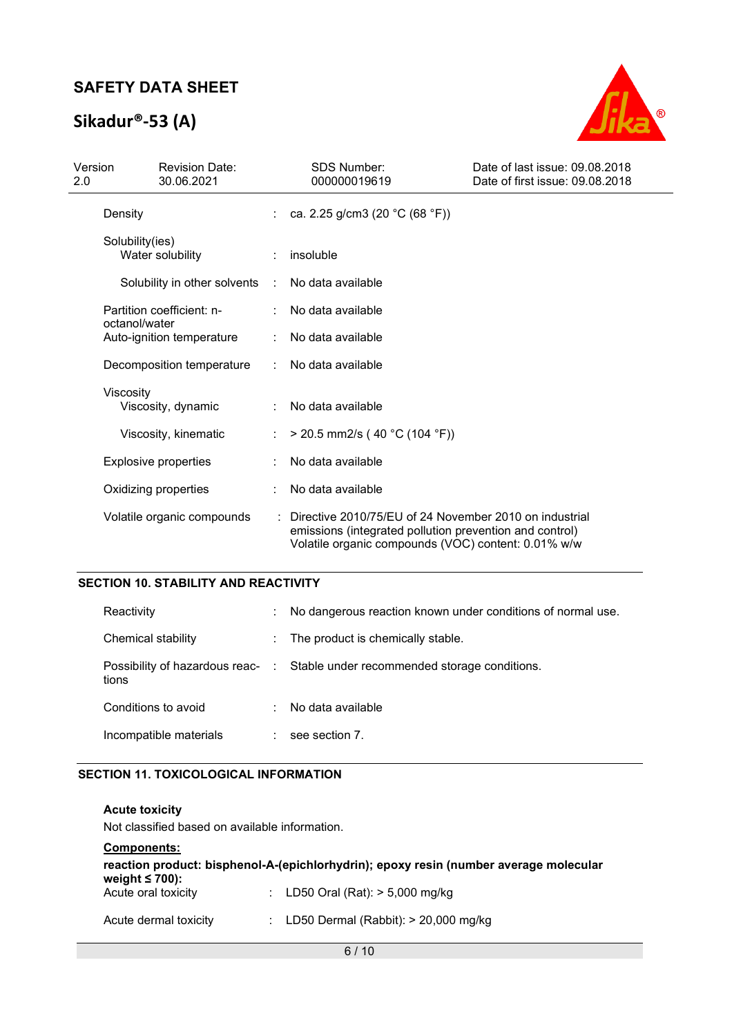| | | |
|---|---|---|
| Density | : | ca. 2.25 g/cm3 (20 °C (68 °F)) |
| Solubility(ies) | | |
| Water solubility | : | insoluble |
| Solubility in other solvents | : | No data available |
| Partition coefficient: n-octanol/water | : | No data available |
| Auto-ignition temperature | : | No data available |
| Decomposition temperature | : | No data available |
| Viscosity | | |
| Viscosity, dynamic | : | No data available |
| Viscosity, kinematic | : | > 20.5 mm2/s ( 40 °C (104 °F)) |
| Explosive properties | : | No data available |
| Oxidizing properties | : | No data available |
| Volatile organic compounds | : | Directive 2010/75/EU of 24 November 2010 on industrial emissions (integrated pollution prevention and control) Volatile organic compounds (VOC) content: 0.01% w/w |

## SECTION 10. STABILITY AND REACTIVITY

| | | |
|---|---|---|
| Reactivity | : | No dangerous reaction known under conditions of normal use. |
| Chemical stability | : | The product is chemically stable. |
| Possibility of hazardous reactions | : | Stable under recommended storage conditions. |
| Conditions to avoid | : | No data available |
| Incompatible materials | : | see section 7. |

## SECTION 11. TOXICOLOGICAL INFORMATION

**Acute toxicity**

Not classified based on available information.

**Components:**

**reaction product: bisphenol-A-(epichlorhydrin); epoxy resin (number average molecular weight ≤ 700):**

| | | |
|---|---|---|
| Acute oral toxicity | : | LD50 Oral (Rat): > 5,000 mg/kg |
| Acute dermal toxicity | : | LD50 Dermal (Rabbit): > 20,000 mg/kg |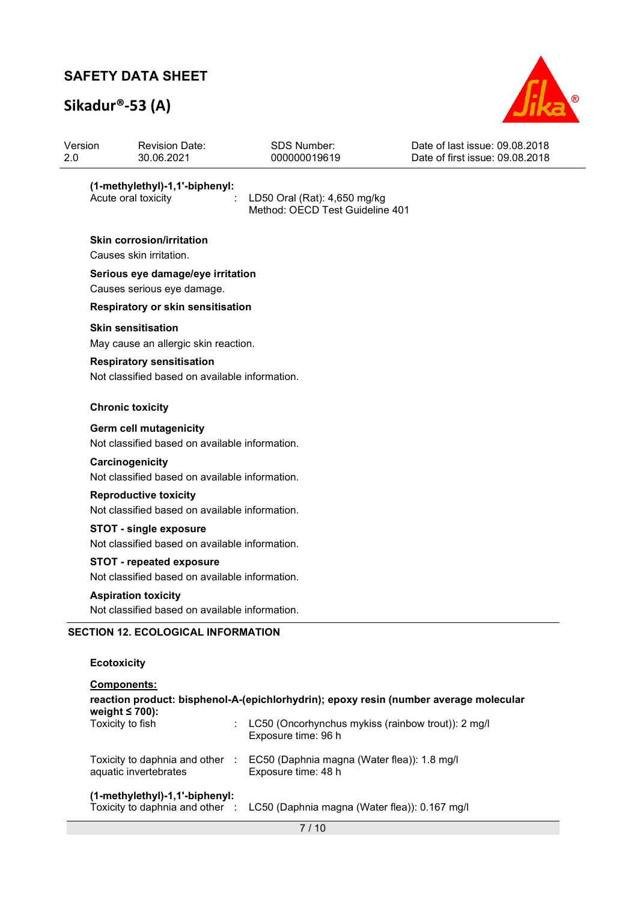**(1-methylethyl)-1,1'-biphenyl:**

| | | |
|---|---|---|
| Acute oral toxicity | : | LD50 Oral (Rat): 4,650 mg/kg<br>Method: OECD Test Guideline 401 |

**Skin corrosion/irritation**

Causes skin irritation.

**Serious eye damage/eye irritation**

Causes serious eye damage.

**Respiratory or skin sensitisation**

**Skin sensitisation**

May cause an allergic skin reaction.

**Respiratory sensitisation**

Not classified based on available information.

**Chronic toxicity**

**Germ cell mutagenicity**

Not classified based on available information.

**Carcinogenicity**

Not classified based on available information.

**Reproductive toxicity**

Not classified based on available information.

**STOT - single exposure**

Not classified based on available information.

**STOT - repeated exposure**

Not classified based on available information.

**Aspiration toxicity**

Not classified based on available information.

## SECTION 12. ECOLOGICAL INFORMATION

**Ecotoxicity**

**Components:**

**reaction product: bisphenol-A-(epichlorhydrin); epoxy resin (number average molecular weight ≤ 700):**

| | | |
|---|---|---|
| Toxicity to fish | : | LC50 (Oncorhynchus mykiss (rainbow trout)): 2 mg/l<br>Exposure time: 96 h |
| Toxicity to daphnia and other aquatic invertebrates | : | EC50 (Daphnia magna (Water flea)): 1.8 mg/l<br>Exposure time: 48 h |

**(1-methylethyl)-1,1'-biphenyl:**

| | | |
|---|---|---|
| Toxicity to daphnia and other | : | LC50 (Daphnia magna (Water flea)): 0.167 mg/l |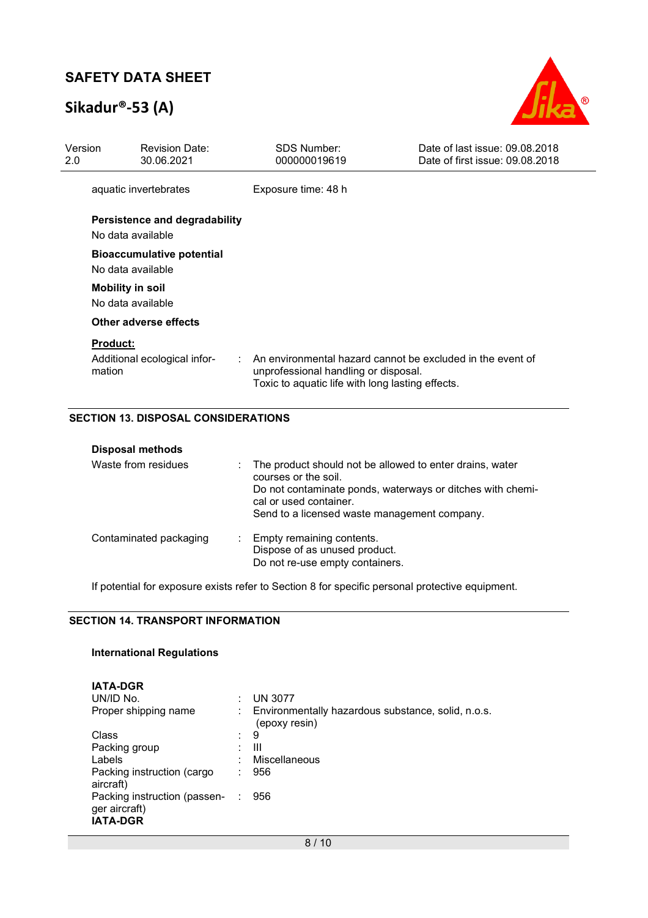| | |
|---|---|
| aquatic invertebrates | Exposure time: 48 h |

**Persistence and degradability**

No data available

**Bioaccumulative potential**

No data available

**Mobility in soil**

No data available

**Other adverse effects**

**Product:**

| | | |
|---|---|---|
| Additional ecological information | : | An environmental hazard cannot be excluded in the event of unprofessional handling or disposal.<br>Toxic to aquatic life with long lasting effects. |

## SECTION 13. DISPOSAL CONSIDERATIONS

**Disposal methods**

| | | |
|---|---|---|
| Waste from residues | : | The product should not be allowed to enter drains, water courses or the soil.<br>Do not contaminate ponds, waterways or ditches with chemical or used container.<br>Send to a licensed waste management company. |
| Contaminated packaging | : | Empty remaining contents.<br>Dispose of as unused product.<br>Do not re-use empty containers. |

If potential for exposure exists refer to Section 8 for specific personal protective equipment.

## SECTION 14. TRANSPORT INFORMATION

**International Regulations**

**IATA-DGR**

| | | |
|---|---|---|
| UN/ID No. | : | UN 3077 |
| Proper shipping name | : | Environmentally hazardous substance, solid, n.o.s. (epoxy resin) |
| Class | : | 9 |
| Packing group | : | III |
| Labels | : | Miscellaneous |
| Packing instruction (cargo aircraft) | : | 956 |
| Packing instruction (passenger aircraft) | : | 956 |

**IATA-DGR**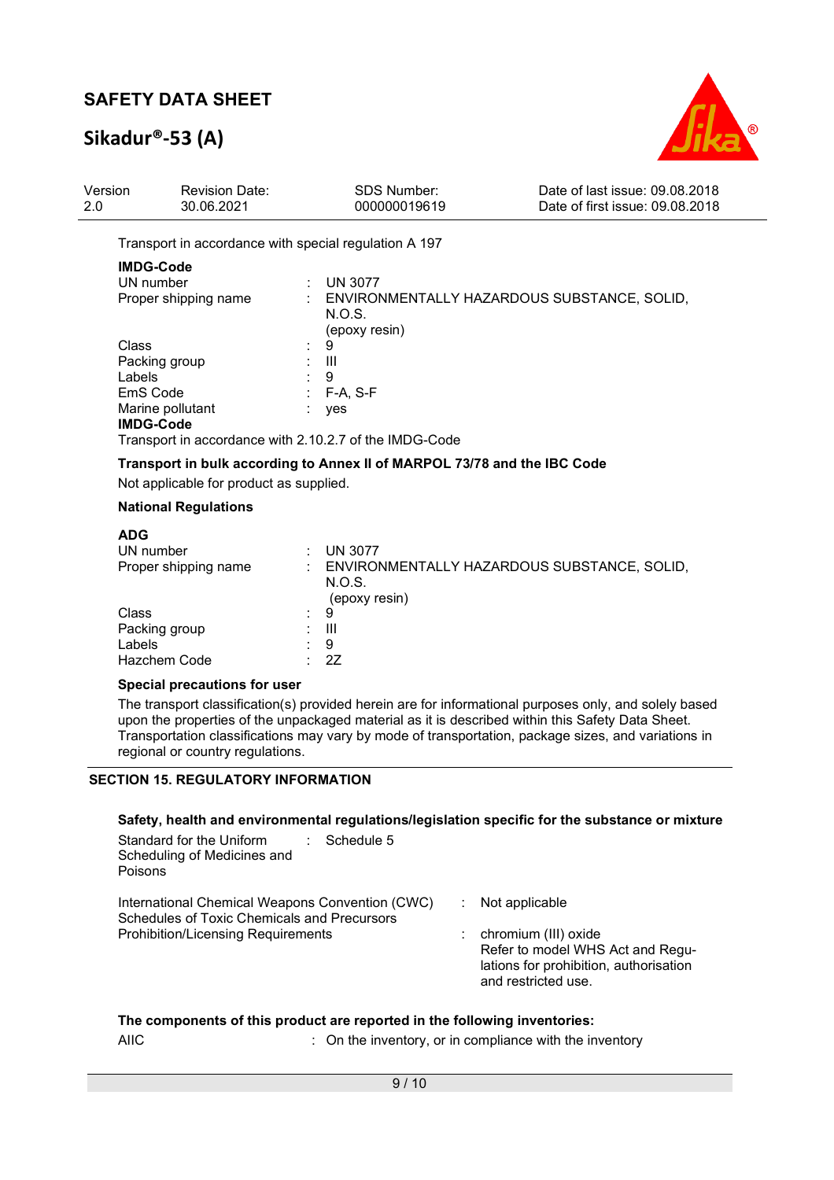Transport in accordance with special regulation A 197

**IMDG-Code**

| | | |
|---|---|---|
| UN number | : | UN 3077 |
| Proper shipping name | : | ENVIRONMENTALLY HAZARDOUS SUBSTANCE, SOLID, N.O.S. (epoxy resin) |
| Class | : | 9 |
| Packing group | : | III |
| Labels | : | 9 |
| EmS Code | : | F-A, S-F |
| Marine pollutant | : | yes |

**IMDG-Code**

Transport in accordance with 2.10.2.7 of the IMDG-Code

**Transport in bulk according to Annex II of MARPOL 73/78 and the IBC Code**

Not applicable for product as supplied.

**National Regulations**

**ADG**

| | | |
|---|---|---|
| UN number | : | UN 3077 |
| Proper shipping name | : | ENVIRONMENTALLY HAZARDOUS SUBSTANCE, SOLID, N.O.S. (epoxy resin) |
| Class | : | 9 |
| Packing group | : | III |
| Labels | : | 9 |
| Hazchem Code | : | 2Z |

**Special precautions for user**

The transport classification(s) provided herein are for informational purposes only, and solely based upon the properties of the unpackaged material as it is described within this Safety Data Sheet. Transportation classifications may vary by mode of transportation, package sizes, and variations in regional or country regulations.

## SECTION 15. REGULATORY INFORMATION

**Safety, health and environmental regulations/legislation specific for the substance or mixture**

| | | |
|---|---|---|
| Standard for the Uniform Scheduling of Medicines and Poisons | : | Schedule 5 |
| International Chemical Weapons Convention (CWC) Schedules of Toxic Chemicals and Precursors | : | Not applicable |
| Prohibition/Licensing Requirements | : | chromium (III) oxide<br>Refer to model WHS Act and Regulations for prohibition, authorisation and restricted use. |

**The components of this product are reported in the following inventories:**

| | | |
|---|---|---|
| AIIC | : | On the inventory, or in compliance with the inventory |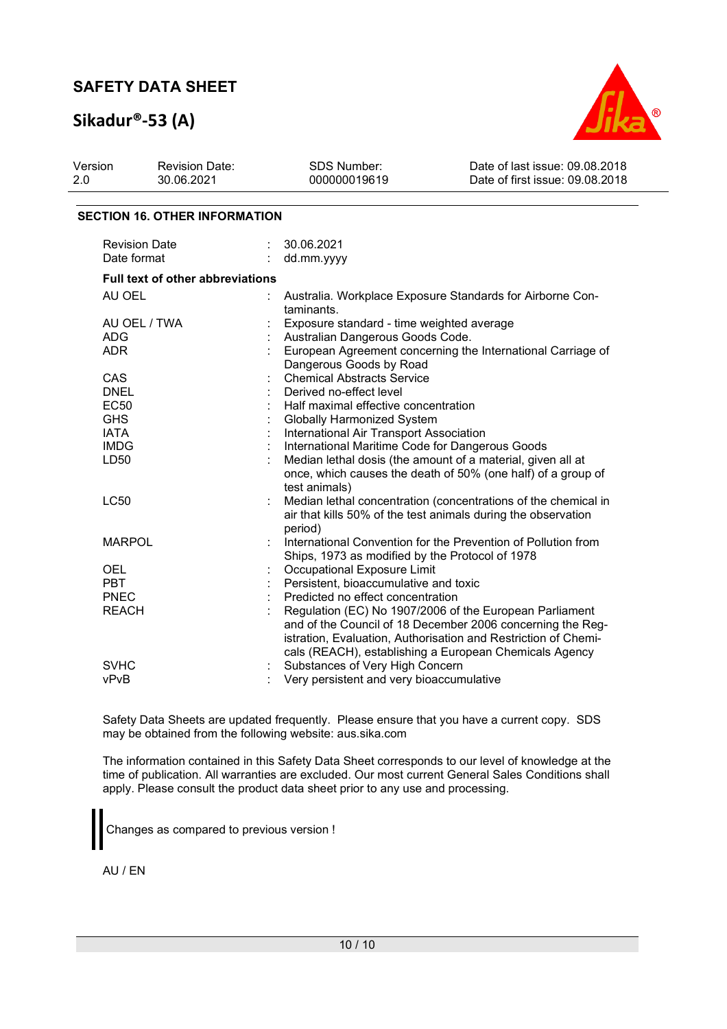## SECTION 16. OTHER INFORMATION

| | | |
|---|---|---|
| Revision Date | : | 30.06.2021 |
| Date format | : | dd.mm.yyyy |

**Full text of other abbreviations**

| | | |
|---|---|---|
| AU OEL | : | Australia. Workplace Exposure Standards for Airborne Contaminants. |
| AU OEL / TWA | : | Exposure standard - time weighted average |
| ADG | : | Australian Dangerous Goods Code. |
| ADR | : | European Agreement concerning the International Carriage of Dangerous Goods by Road |
| CAS | : | Chemical Abstracts Service |
| DNEL | : | Derived no-effect level |
| EC50 | : | Half maximal effective concentration |
| GHS | : | Globally Harmonized System |
| IATA | : | International Air Transport Association |
| IMDG | : | International Maritime Code for Dangerous Goods |
| LD50 | : | Median lethal dosis (the amount of a material, given all at once, which causes the death of 50% (one half) of a group of test animals) |
| LC50 | : | Median lethal concentration (concentrations of the chemical in air that kills 50% of the test animals during the observation period) |
| MARPOL | : | International Convention for the Prevention of Pollution from Ships, 1973 as modified by the Protocol of 1978 |
| OEL | : | Occupational Exposure Limit |
| PBT | : | Persistent, bioaccumulative and toxic |
| PNEC | : | Predicted no effect concentration |
| REACH | : | Regulation (EC) No 1907/2006 of the European Parliament and of the Council of 18 December 2006 concerning the Registration, Evaluation, Authorisation and Restriction of Chemicals (REACH), establishing a European Chemicals Agency |
| SVHC | : | Substances of Very High Concern |
| vPvB | : | Very persistent and very bioaccumulative |

Safety Data Sheets are updated frequently. Please ensure that you have a current copy. SDS may be obtained from the following website: aus.sika.com

The information contained in this Safety Data Sheet corresponds to our level of knowledge at the time of publication. All warranties are excluded. Our most current General Sales Conditions shall apply. Please consult the product data sheet prior to any use and processing.

Changes as compared to previous version !

AU / EN